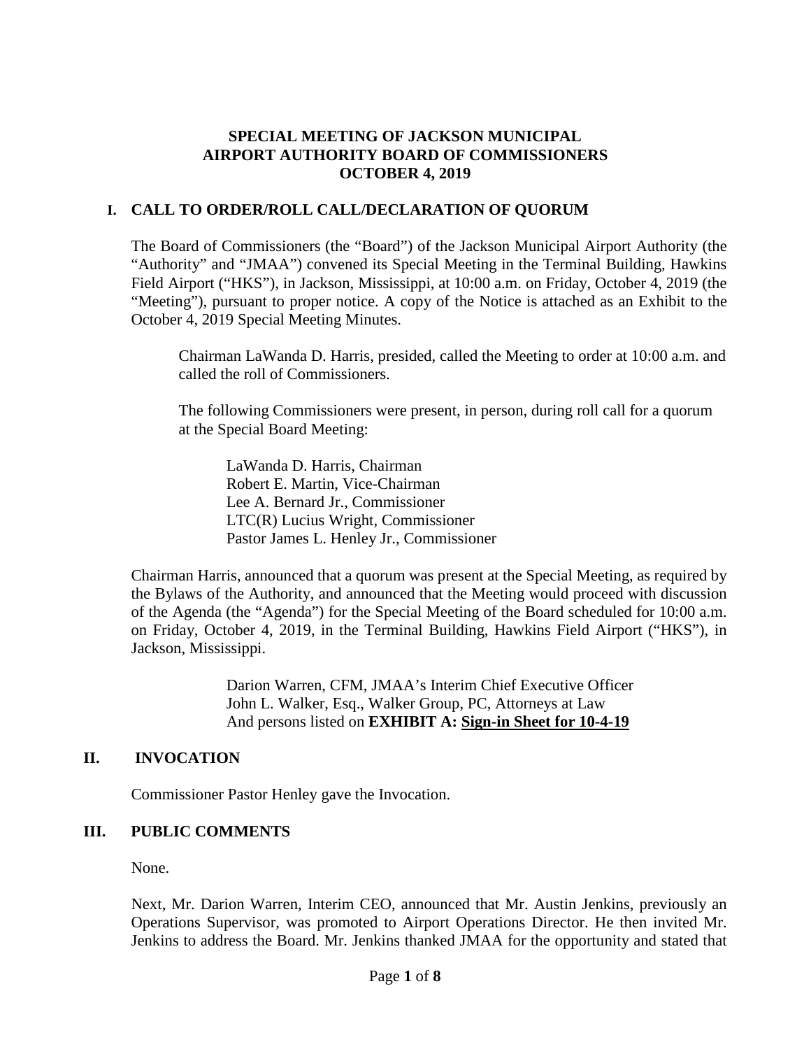# SPECIAL MEETING OF JACKSON MUNICIPAL AIRPORT AUTHORITY BOARD OF COMMISSIONERS OCTOBER 4, 2019

## I. CALL TO ORDER/ROLL CALL/DECLARATION OF QUORUM

The Board of Commissioners (the "Board") of the Jackson Municipal Airport Authority (the "Authority" and "JMAA") convened its Special Meeting in the Terminal Building, Hawkins Field Airport ("HKS"), in Jackson, Mississippi, at 10:00 a.m. on Friday, October 4, 2019 (the "Meeting"), pursuant to proper notice. A copy of the Notice is attached as an Exhibit to the October 4, 2019 Special Meeting Minutes.

Chairman LaWanda D. Harris, presided, called the Meeting to order at 10:00 a.m. and called the roll of Commissioners.

The following Commissioners were present, in person, during roll call for a quorum at the Special Board Meeting:

LaWanda D. Harris, Chairman
Robert E. Martin, Vice-Chairman
Lee A. Bernard Jr., Commissioner
LTC(R) Lucius Wright, Commissioner
Pastor James L. Henley Jr., Commissioner

Chairman Harris, announced that a quorum was present at the Special Meeting, as required by the Bylaws of the Authority, and announced that the Meeting would proceed with discussion of the Agenda (the "Agenda") for the Special Meeting of the Board scheduled for 10:00 a.m. on Friday, October 4, 2019, in the Terminal Building, Hawkins Field Airport ("HKS"), in Jackson, Mississippi.

Darion Warren, CFM, JMAA's Interim Chief Executive Officer
John L. Walker, Esq., Walker Group, PC, Attorneys at Law
And persons listed on **EXHIBIT A: Sign-in Sheet for 10-4-19**

## II. INVOCATION

Commissioner Pastor Henley gave the Invocation.

## III. PUBLIC COMMENTS

None.

Next, Mr. Darion Warren, Interim CEO, announced that Mr. Austin Jenkins, previously an Operations Supervisor, was promoted to Airport Operations Director. He then invited Mr. Jenkins to address the Board. Mr. Jenkins thanked JMAA for the opportunity and stated that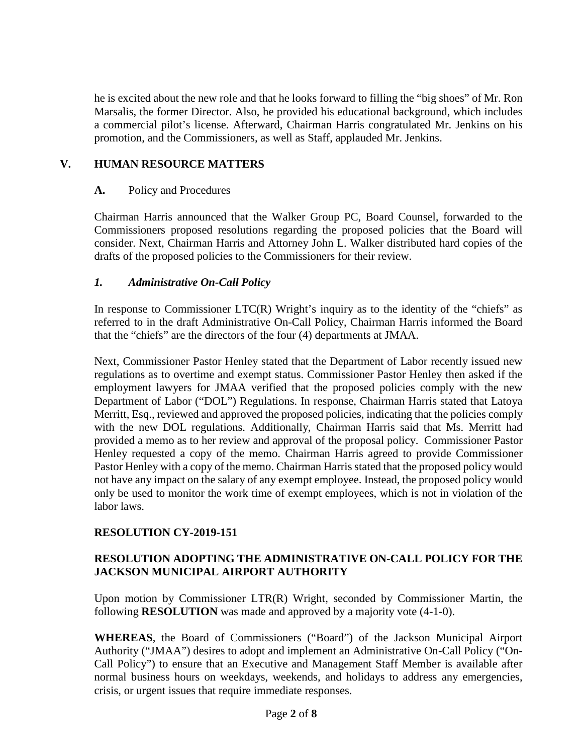he is excited about the new role and that he looks forward to filling the "big shoes" of Mr. Ron Marsalis, the former Director. Also, he provided his educational background, which includes a commercial pilot's license. Afterward, Chairman Harris congratulated Mr. Jenkins on his promotion, and the Commissioners, as well as Staff, applauded Mr. Jenkins.

## V. HUMAN RESOURCE MATTERS

### A. Policy and Procedures

Chairman Harris announced that the Walker Group PC, Board Counsel, forwarded to the Commissioners proposed resolutions regarding the proposed policies that the Board will consider. Next, Chairman Harris and Attorney John L. Walker distributed hard copies of the drafts of the proposed policies to the Commissioners for their review.

### *1. Administrative On-Call Policy*

In response to Commissioner LTC(R) Wright's inquiry as to the identity of the "chiefs" as referred to in the draft Administrative On-Call Policy, Chairman Harris informed the Board that the "chiefs" are the directors of the four (4) departments at JMAA.

Next, Commissioner Pastor Henley stated that the Department of Labor recently issued new regulations as to overtime and exempt status. Commissioner Pastor Henley then asked if the employment lawyers for JMAA verified that the proposed policies comply with the new Department of Labor ("DOL") Regulations. In response, Chairman Harris stated that Latoya Merritt, Esq., reviewed and approved the proposed policies, indicating that the policies comply with the new DOL regulations. Additionally, Chairman Harris said that Ms. Merritt had provided a memo as to her review and approval of the proposal policy. Commissioner Pastor Henley requested a copy of the memo. Chairman Harris agreed to provide Commissioner Pastor Henley with a copy of the memo. Chairman Harris stated that the proposed policy would not have any impact on the salary of any exempt employee. Instead, the proposed policy would only be used to monitor the work time of exempt employees, which is not in violation of the labor laws.

**RESOLUTION CY-2019-151**

**RESOLUTION ADOPTING THE ADMINISTRATIVE ON-CALL POLICY FOR THE JACKSON MUNICIPAL AIRPORT AUTHORITY**

Upon motion by Commissioner LTR(R) Wright, seconded by Commissioner Martin, the following **RESOLUTION** was made and approved by a majority vote (4-1-0).

**WHEREAS**, the Board of Commissioners ("Board") of the Jackson Municipal Airport Authority ("JMAA") desires to adopt and implement an Administrative On-Call Policy ("On-Call Policy") to ensure that an Executive and Management Staff Member is available after normal business hours on weekdays, weekends, and holidays to address any emergencies, crisis, or urgent issues that require immediate responses.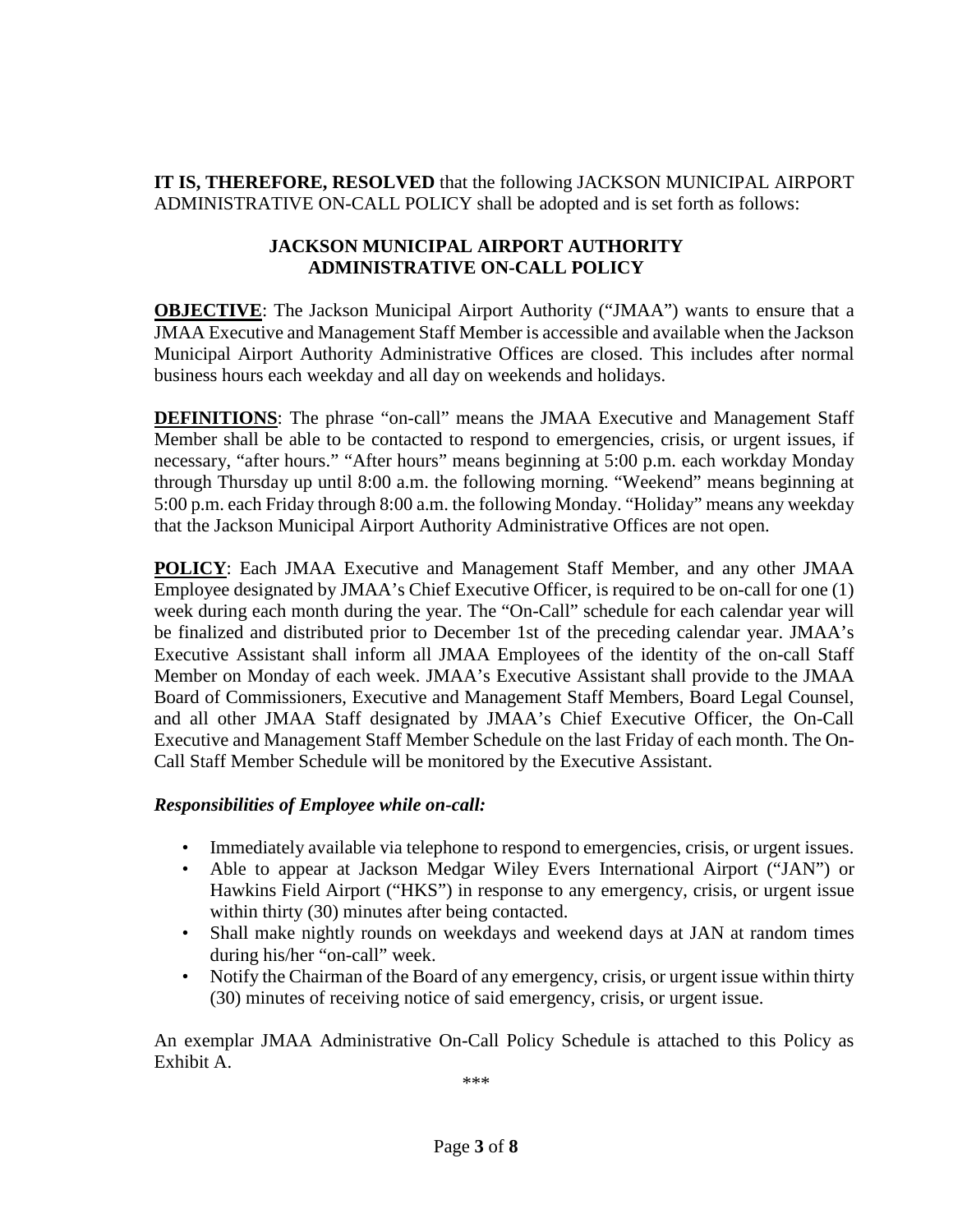**IT IS, THEREFORE, RESOLVED** that the following JACKSON MUNICIPAL AIRPORT ADMINISTRATIVE ON-CALL POLICY shall be adopted and is set forth as follows:

**JACKSON MUNICIPAL AIRPORT AUTHORITY**
**ADMINISTRATIVE ON-CALL POLICY**

**OBJECTIVE**: The Jackson Municipal Airport Authority ("JMAA") wants to ensure that a JMAA Executive and Management Staff Member is accessible and available when the Jackson Municipal Airport Authority Administrative Offices are closed. This includes after normal business hours each weekday and all day on weekends and holidays.

**DEFINITIONS**: The phrase "on-call" means the JMAA Executive and Management Staff Member shall be able to be contacted to respond to emergencies, crisis, or urgent issues, if necessary, "after hours." "After hours" means beginning at 5:00 p.m. each workday Monday through Thursday up until 8:00 a.m. the following morning. "Weekend" means beginning at 5:00 p.m. each Friday through 8:00 a.m. the following Monday. "Holiday" means any weekday that the Jackson Municipal Airport Authority Administrative Offices are not open.

**POLICY**: Each JMAA Executive and Management Staff Member, and any other JMAA Employee designated by JMAA's Chief Executive Officer, is required to be on-call for one (1) week during each month during the year. The "On-Call" schedule for each calendar year will be finalized and distributed prior to December 1st of the preceding calendar year. JMAA's Executive Assistant shall inform all JMAA Employees of the identity of the on-call Staff Member on Monday of each week. JMAA's Executive Assistant shall provide to the JMAA Board of Commissioners, Executive and Management Staff Members, Board Legal Counsel, and all other JMAA Staff designated by JMAA's Chief Executive Officer, the On-Call Executive and Management Staff Member Schedule on the last Friday of each month. The On-Call Staff Member Schedule will be monitored by the Executive Assistant.

***Responsibilities of Employee while on-call:***

- Immediately available via telephone to respond to emergencies, crisis, or urgent issues.
- Able to appear at Jackson Medgar Wiley Evers International Airport ("JAN") or Hawkins Field Airport ("HKS") in response to any emergency, crisis, or urgent issue within thirty (30) minutes after being contacted.
- Shall make nightly rounds on weekdays and weekend days at JAN at random times during his/her "on-call" week.
- Notify the Chairman of the Board of any emergency, crisis, or urgent issue within thirty (30) minutes of receiving notice of said emergency, crisis, or urgent issue.

An exemplar JMAA Administrative On-Call Policy Schedule is attached to this Policy as Exhibit A.

\*\*\*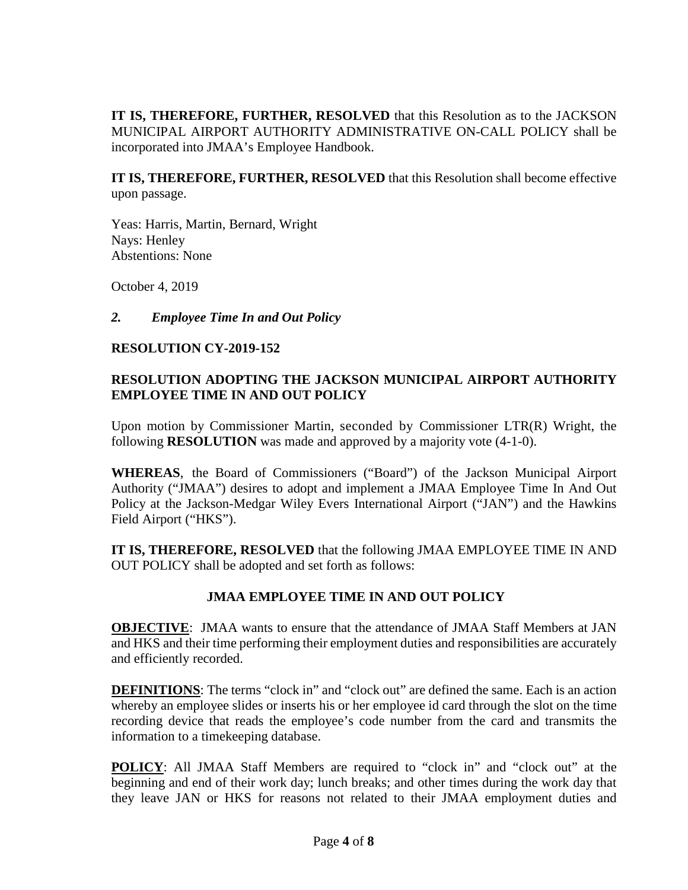**IT IS, THEREFORE, FURTHER, RESOLVED** that this Resolution as to the JACKSON MUNICIPAL AIRPORT AUTHORITY ADMINISTRATIVE ON-CALL POLICY shall be incorporated into JMAA's Employee Handbook.

**IT IS, THEREFORE, FURTHER, RESOLVED** that this Resolution shall become effective upon passage.

Yeas: Harris, Martin, Bernard, Wright
Nays: Henley
Abstentions: None

October 4, 2019

*2. Employee Time In and Out Policy*

**RESOLUTION CY-2019-152**

**RESOLUTION ADOPTING THE JACKSON MUNICIPAL AIRPORT AUTHORITY EMPLOYEE TIME IN AND OUT POLICY**

Upon motion by Commissioner Martin, seconded by Commissioner LTR(R) Wright, the following **RESOLUTION** was made and approved by a majority vote (4-1-0).

**WHEREAS**, the Board of Commissioners ("Board") of the Jackson Municipal Airport Authority ("JMAA") desires to adopt and implement a JMAA Employee Time In And Out Policy at the Jackson-Medgar Wiley Evers International Airport ("JAN") and the Hawkins Field Airport ("HKS").

**IT IS, THEREFORE, RESOLVED** that the following JMAA EMPLOYEE TIME IN AND OUT POLICY shall be adopted and set forth as follows:

**JMAA EMPLOYEE TIME IN AND OUT POLICY**

**OBJECTIVE**: JMAA wants to ensure that the attendance of JMAA Staff Members at JAN and HKS and their time performing their employment duties and responsibilities are accurately and efficiently recorded.

**DEFINITIONS**: The terms "clock in" and "clock out" are defined the same. Each is an action whereby an employee slides or inserts his or her employee id card through the slot on the time recording device that reads the employee's code number from the card and transmits the information to a timekeeping database.

**POLICY**: All JMAA Staff Members are required to "clock in" and "clock out" at the beginning and end of their work day; lunch breaks; and other times during the work day that they leave JAN or HKS for reasons not related to their JMAA employment duties and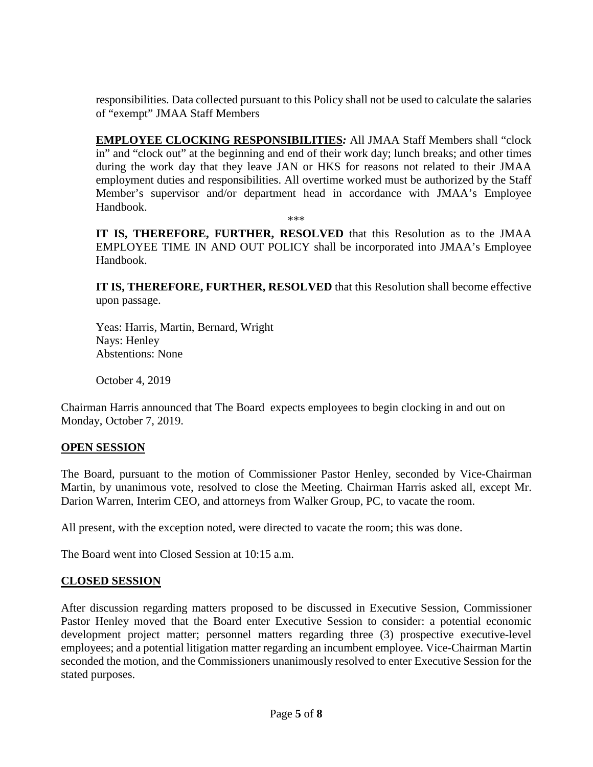responsibilities. Data collected pursuant to this Policy shall not be used to calculate the salaries of "exempt" JMAA Staff Members

**EMPLOYEE CLOCKING RESPONSIBILITIES***:* All JMAA Staff Members shall "clock in" and "clock out" at the beginning and end of their work day; lunch breaks; and other times during the work day that they leave JAN or HKS for reasons not related to their JMAA employment duties and responsibilities. All overtime worked must be authorized by the Staff Member's supervisor and/or department head in accordance with JMAA's Employee Handbook.

\*\*\*

**IT IS, THEREFORE, FURTHER, RESOLVED** that this Resolution as to the JMAA EMPLOYEE TIME IN AND OUT POLICY shall be incorporated into JMAA's Employee Handbook.

**IT IS, THEREFORE, FURTHER, RESOLVED** that this Resolution shall become effective upon passage.

Yeas: Harris, Martin, Bernard, Wright
Nays: Henley
Abstentions: None

October 4, 2019

Chairman Harris announced that The Board expects employees to begin clocking in and out on Monday, October 7, 2019.

## OPEN SESSION

The Board, pursuant to the motion of Commissioner Pastor Henley, seconded by Vice-Chairman Martin, by unanimous vote, resolved to close the Meeting. Chairman Harris asked all, except Mr. Darion Warren, Interim CEO, and attorneys from Walker Group, PC, to vacate the room.

All present, with the exception noted, were directed to vacate the room; this was done.

The Board went into Closed Session at 10:15 a.m.

## CLOSED SESSION

After discussion regarding matters proposed to be discussed in Executive Session, Commissioner Pastor Henley moved that the Board enter Executive Session to consider: a potential economic development project matter; personnel matters regarding three (3) prospective executive-level employees; and a potential litigation matter regarding an incumbent employee. Vice-Chairman Martin seconded the motion, and the Commissioners unanimously resolved to enter Executive Session for the stated purposes.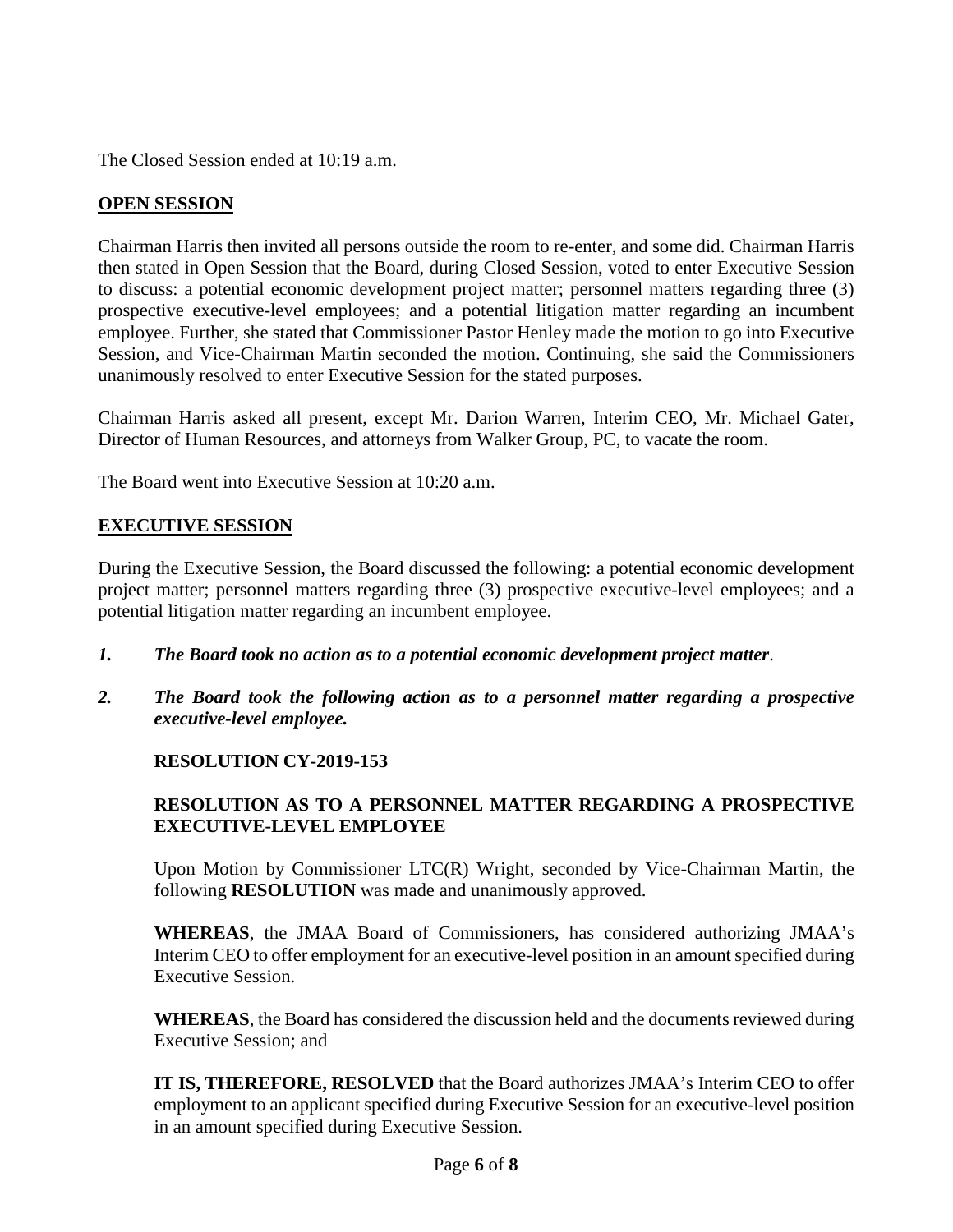The Closed Session ended at 10:19 a.m.

## OPEN SESSION

Chairman Harris then invited all persons outside the room to re-enter, and some did. Chairman Harris then stated in Open Session that the Board, during Closed Session, voted to enter Executive Session to discuss: a potential economic development project matter; personnel matters regarding three (3) prospective executive-level employees; and a potential litigation matter regarding an incumbent employee. Further, she stated that Commissioner Pastor Henley made the motion to go into Executive Session, and Vice-Chairman Martin seconded the motion. Continuing, she said the Commissioners unanimously resolved to enter Executive Session for the stated purposes.

Chairman Harris asked all present, except Mr. Darion Warren, Interim CEO, Mr. Michael Gater, Director of Human Resources, and attorneys from Walker Group, PC, to vacate the room.

The Board went into Executive Session at 10:20 a.m.

## EXECUTIVE SESSION

During the Executive Session, the Board discussed the following: a potential economic development project matter; personnel matters regarding three (3) prospective executive-level employees; and a potential litigation matter regarding an incumbent employee.

1. ***The Board took no action as to a potential economic development project matter***.

2. ***The Board took the following action as to a personnel matter regarding a prospective executive-level employee.***

   **RESOLUTION CY-2019-153**

   **RESOLUTION AS TO A PERSONNEL MATTER REGARDING A PROSPECTIVE EXECUTIVE-LEVEL EMPLOYEE**

   Upon Motion by Commissioner LTC(R) Wright, seconded by Vice-Chairman Martin, the following **RESOLUTION** was made and unanimously approved.

   **WHEREAS**, the JMAA Board of Commissioners, has considered authorizing JMAA's Interim CEO to offer employment for an executive-level position in an amount specified during Executive Session.

   **WHEREAS**, the Board has considered the discussion held and the documents reviewed during Executive Session; and

   **IT IS, THEREFORE, RESOLVED** that the Board authorizes JMAA's Interim CEO to offer employment to an applicant specified during Executive Session for an executive-level position in an amount specified during Executive Session.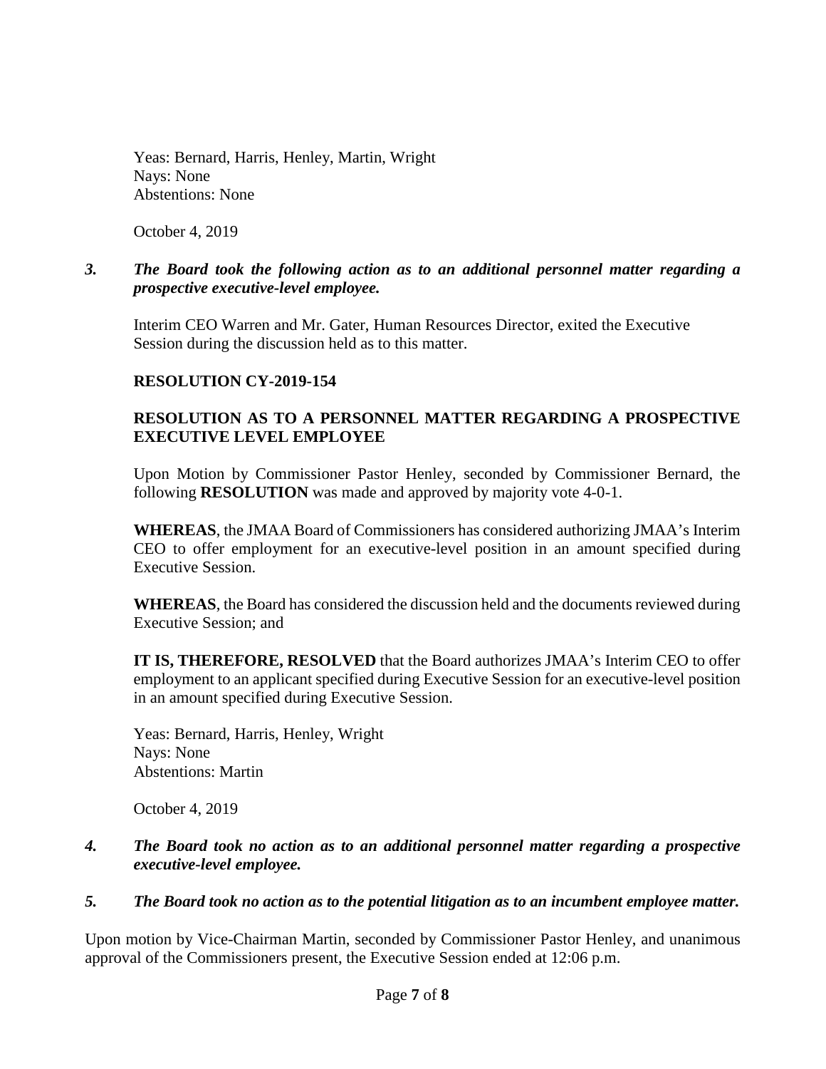Yeas: Bernard, Harris, Henley, Martin, Wright
Nays: None
Abstentions: None

October 4, 2019

***3. The Board took the following action as to an additional personnel matter regarding a prospective executive-level employee.***

Interim CEO Warren and Mr. Gater, Human Resources Director, exited the Executive Session during the discussion held as to this matter.

**RESOLUTION CY-2019-154**

**RESOLUTION AS TO A PERSONNEL MATTER REGARDING A PROSPECTIVE EXECUTIVE LEVEL EMPLOYEE**

Upon Motion by Commissioner Pastor Henley, seconded by Commissioner Bernard, the following **RESOLUTION** was made and approved by majority vote 4-0-1.

**WHEREAS**, the JMAA Board of Commissioners has considered authorizing JMAA's Interim CEO to offer employment for an executive-level position in an amount specified during Executive Session.

**WHEREAS**, the Board has considered the discussion held and the documents reviewed during Executive Session; and

**IT IS, THEREFORE, RESOLVED** that the Board authorizes JMAA's Interim CEO to offer employment to an applicant specified during Executive Session for an executive-level position in an amount specified during Executive Session.

Yeas: Bernard, Harris, Henley, Wright
Nays: None
Abstentions: Martin

October 4, 2019

***4. The Board took no action as to an additional personnel matter regarding a prospective executive-level employee.***

***5. The Board took no action as to the potential litigation as to an incumbent employee matter.***

Upon motion by Vice-Chairman Martin, seconded by Commissioner Pastor Henley, and unanimous approval of the Commissioners present, the Executive Session ended at 12:06 p.m.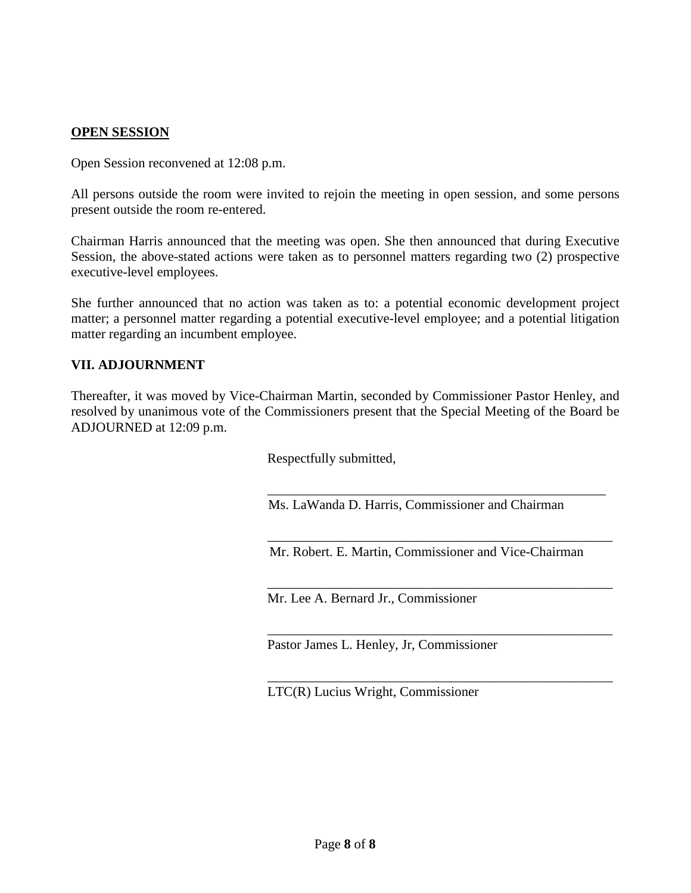## OPEN SESSION

Open Session reconvened at 12:08 p.m.

All persons outside the room were invited to rejoin the meeting in open session, and some persons present outside the room re-entered.

Chairman Harris announced that the meeting was open. She then announced that during Executive Session, the above-stated actions were taken as to personnel matters regarding two (2) prospective executive-level employees.

She further announced that no action was taken as to: a potential economic development project matter; a personnel matter regarding a potential executive-level employee; and a potential litigation matter regarding an incumbent employee.

## VII. ADJOURNMENT

Thereafter, it was moved by Vice-Chairman Martin, seconded by Commissioner Pastor Henley, and resolved by unanimous vote of the Commissioners present that the Special Meeting of the Board be ADJOURNED at 12:09 p.m.

Respectfully submitted,

\_\_\_\_\_\_\_\_\_\_\_\_\_\_\_\_\_\_\_\_\_\_\_\_\_\_\_\_\_\_\_\_\_\_\_\_\_\_\_\_\_\_\_\_\_\_\_\_
Ms. LaWanda D. Harris, Commissioner and Chairman

\_\_\_\_\_\_\_\_\_\_\_\_\_\_\_\_\_\_\_\_\_\_\_\_\_\_\_\_\_\_\_\_\_\_\_\_\_\_\_\_\_\_\_\_\_\_\_\_
Mr. Robert. E. Martin, Commissioner and Vice-Chairman

\_\_\_\_\_\_\_\_\_\_\_\_\_\_\_\_\_\_\_\_\_\_\_\_\_\_\_\_\_\_\_\_\_\_\_\_\_\_\_\_\_\_\_\_\_\_\_\_
Mr. Lee A. Bernard Jr., Commissioner

\_\_\_\_\_\_\_\_\_\_\_\_\_\_\_\_\_\_\_\_\_\_\_\_\_\_\_\_\_\_\_\_\_\_\_\_\_\_\_\_\_\_\_\_\_\_\_\_
Pastor James L. Henley, Jr, Commissioner

\_\_\_\_\_\_\_\_\_\_\_\_\_\_\_\_\_\_\_\_\_\_\_\_\_\_\_\_\_\_\_\_\_\_\_\_\_\_\_\_\_\_\_\_\_\_\_\_
LTC(R) Lucius Wright, Commissioner